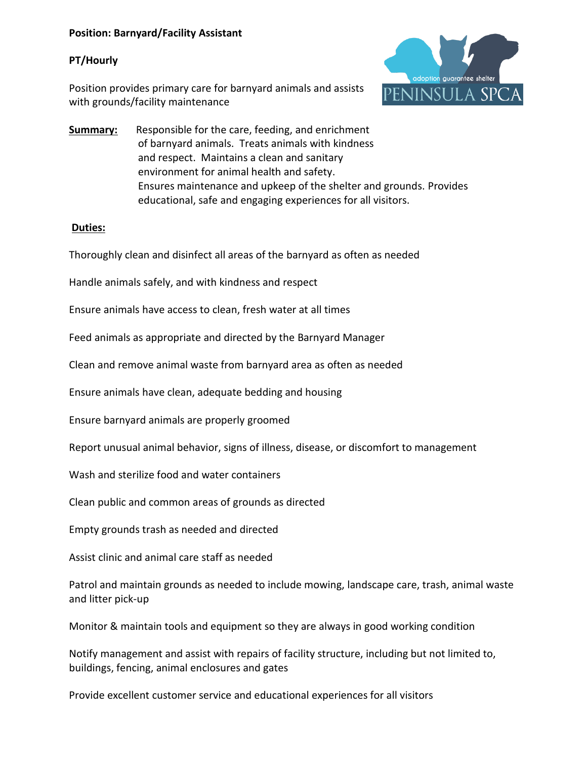**Position: Barnyard/Facility Assistant**

**PT/Hourly**

Position provides primary care for barnyard animals and assists with grounds/facility maintenance

adoption guarantee shelter
PENINSULA SPCA

**Summary:** Responsible for the care, feeding, and enrichment of barnyard animals. Treats animals with kindness and respect. Maintains a clean and sanitary environment for animal health and safety. Ensures maintenance and upkeep of the shelter and grounds. Provides educational, safe and engaging experiences for all visitors.

**Duties:**

Thoroughly clean and disinfect all areas of the barnyard as often as needed

Handle animals safely, and with kindness and respect

Ensure animals have access to clean, fresh water at all times

Feed animals as appropriate and directed by the Barnyard Manager

Clean and remove animal waste from barnyard area as often as needed

Ensure animals have clean, adequate bedding and housing

Ensure barnyard animals are properly groomed

Report unusual animal behavior, signs of illness, disease, or discomfort to management

Wash and sterilize food and water containers

Clean public and common areas of grounds as directed

Empty grounds trash as needed and directed

Assist clinic and animal care staff as needed

Patrol and maintain grounds as needed to include mowing, landscape care, trash, animal waste and litter pick-up

Monitor & maintain tools and equipment so they are always in good working condition

Notify management and assist with repairs of facility structure, including but not limited to, buildings, fencing, animal enclosures and gates

Provide excellent customer service and educational experiences for all visitors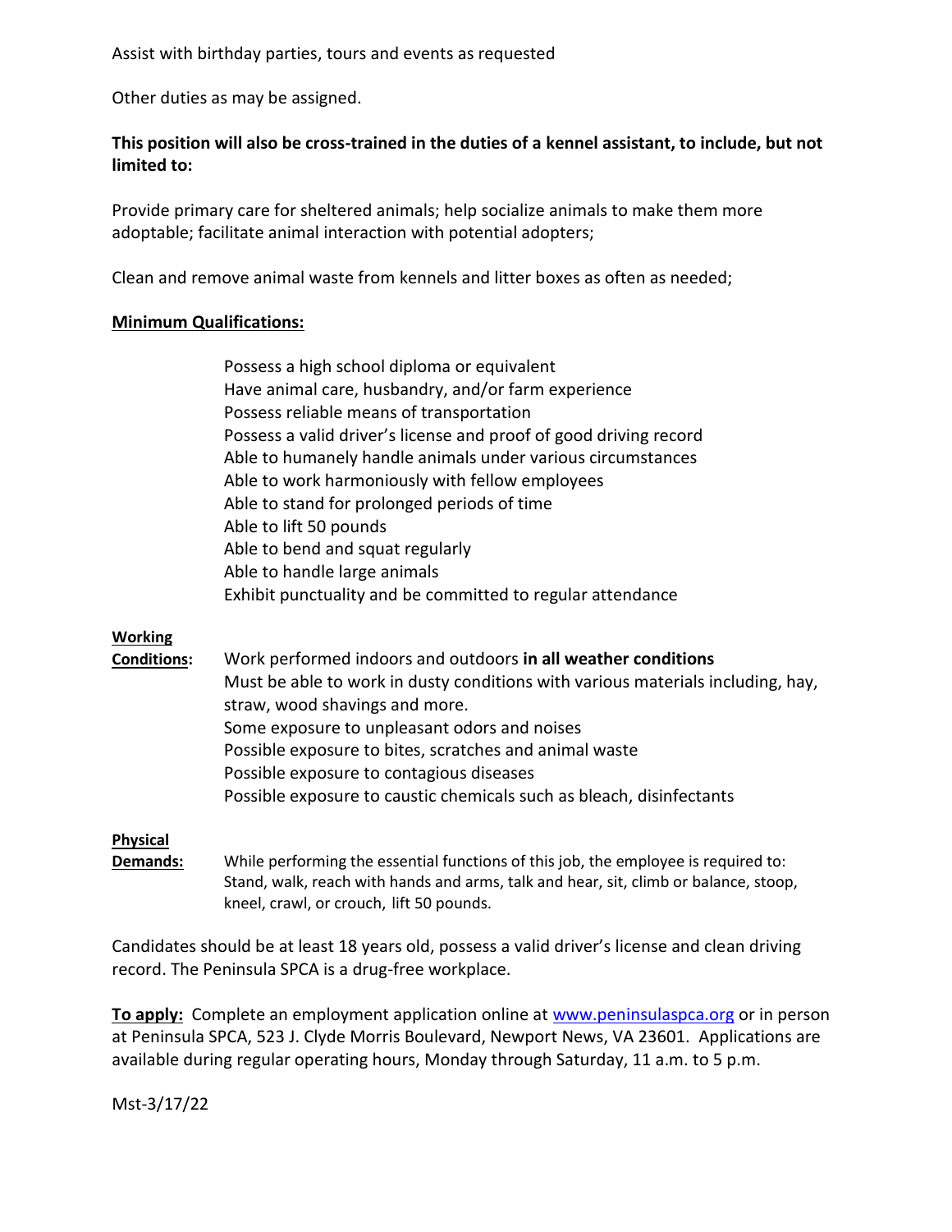Assist with birthday parties, tours and events as requested

Other duties as may be assigned.

**This position will also be cross-trained in the duties of a kennel assistant, to include, but not limited to:**

Provide primary care for sheltered animals; help socialize animals to make them more adoptable; facilitate animal interaction with potential adopters;

Clean and remove animal waste from kennels and litter boxes as often as needed;

**Minimum Qualifications:**

Possess a high school diploma or equivalent
Have animal care, husbandry, and/or farm experience
Possess reliable means of transportation
Possess a valid driver's license and proof of good driving record
Able to humanely handle animals under various circumstances
Able to work harmoniously with fellow employees
Able to stand for prolonged periods of time
Able to lift 50 pounds
Able to bend and squat regularly
Able to handle large animals
Exhibit punctuality and be committed to regular attendance

**Working Conditions:**

Work performed indoors and outdoors **in all weather conditions**
Must be able to work in dusty conditions with various materials including, hay, straw, wood shavings and more.
Some exposure to unpleasant odors and noises
Possible exposure to bites, scratches and animal waste
Possible exposure to contagious diseases
Possible exposure to caustic chemicals such as bleach, disinfectants

**Physical Demands:**

While performing the essential functions of this job, the employee is required to: Stand, walk, reach with hands and arms, talk and hear, sit, climb or balance, stoop, kneel, crawl, or crouch, lift 50 pounds.

Candidates should be at least 18 years old, possess a valid driver's license and clean driving record. The Peninsula SPCA is a drug-free workplace.

**To apply:** Complete an employment application online at www.peninsulaspca.org or in person at Peninsula SPCA, 523 J. Clyde Morris Boulevard, Newport News, VA 23601. Applications are available during regular operating hours, Monday through Saturday, 11 a.m. to 5 p.m.

Mst-3/17/22